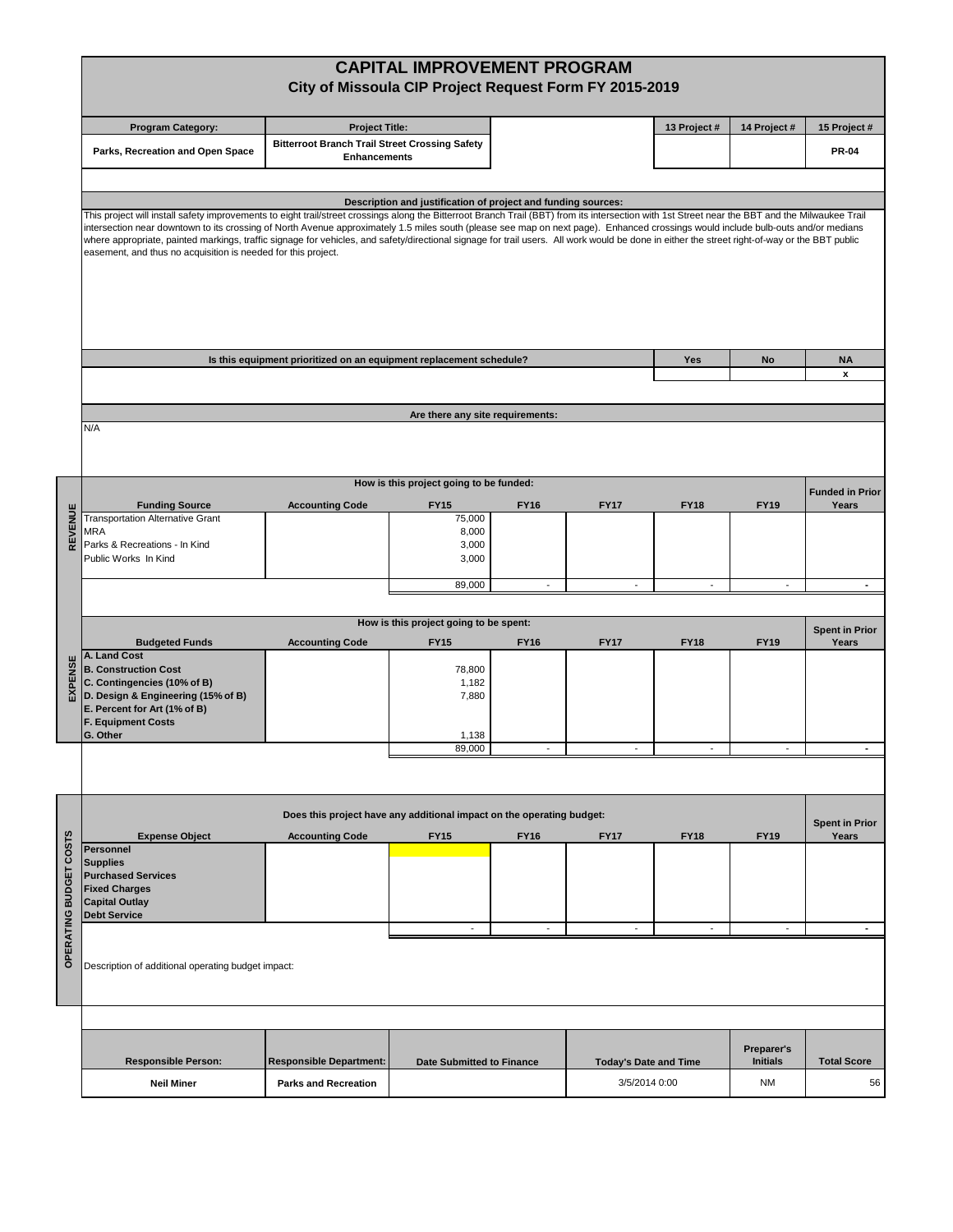# CAPITAL IMPROVEMENT PROGRAM

## City of Missoula CIP Project Request Form FY 2015-2019

| Program Category: | Project Title: | 13 Project # | 14 Project # | 15 Project # |
|---|---|---|---|---|
| Parks, Recreation and Open Space | Bitterroot Branch Trail Street Crossing Safety Enhancements | | | PR-04 |

### Description and justification of project and funding sources:

This project will install safety improvements to eight trail/street crossings along the Bitterroot Branch Trail (BBT) from its intersection with 1st Street near the BBT and the Milwaukee Trail intersection near downtown to its crossing of North Avenue approximately 1.5 miles south (please see map on next page). Enhanced crossings would include bulb-outs and/or medians where appropriate, painted markings, traffic signage for vehicles, and safety/directional signage for trail users. All work would be done in either the street right-of-way or the BBT public easement, and thus no acquisition is needed for this project.

| Is this equipment prioritized on an equipment replacement schedule? | Yes | No | NA |
|---|---|---|---|
| | | | x |

### Are there any site requirements:

N/A

### REVENUE

How is this project going to be funded:

| Funding Source | Accounting Code | FY15 | FY16 | FY17 | FY18 | FY19 | Funded in Prior Years |
|---|---|---|---|---|---|---|---|
| Transportation Alternative Grant | | 75,000 | | | | | |
| MRA | | 8,000 | | | | | |
| Parks & Recreations - In Kind | | 3,000 | | | | | |
| Public Works In Kind | | 3,000 | | | | | |
| | | 89,000 | - | - | - | - | - |

### EXPENSE

How is this project going to be spent:

| Budgeted Funds | Accounting Code | FY15 | FY16 | FY17 | FY18 | FY19 | Spent in Prior Years |
|---|---|---|---|---|---|---|---|
| A. Land Cost | | | | | | | |
| B. Construction Cost | | 78,800 | | | | | |
| C. Contingencies (10% of B) | | 1,182 | | | | | |
| D. Design & Engineering (15% of B) | | 7,880 | | | | | |
| E. Percent for Art (1% of B) | | | | | | | |
| F. Equipment Costs | | | | | | | |
| G. Other | | 1,138 | | | | | |
| | | 89,000 | - | - | - | - | - |

### OPERATING BUDGET COSTS

Does this project have any additional impact on the operating budget:

| Expense Object | Accounting Code | FY15 | FY16 | FY17 | FY18 | FY19 | Spent in Prior Years |
|---|---|---|---|---|---|---|---|
| Personnel | | | | | | | |
| Supplies | | | | | | | |
| Purchased Services | | | | | | | |
| Fixed Charges | | | | | | | |
| Capital Outlay | | | | | | | |
| Debt Service | | | | | | | |
| | | - | - | - | - | - | - |

Description of additional operating budget impact:

| Responsible Person: | Responsible Department: | Date Submitted to Finance | Today's Date and Time | Preparer's Initials | Total Score |
|---|---|---|---|---|---|
| Neil Miner | Parks and Recreation | | 3/5/2014 0:00 | NM | 56 |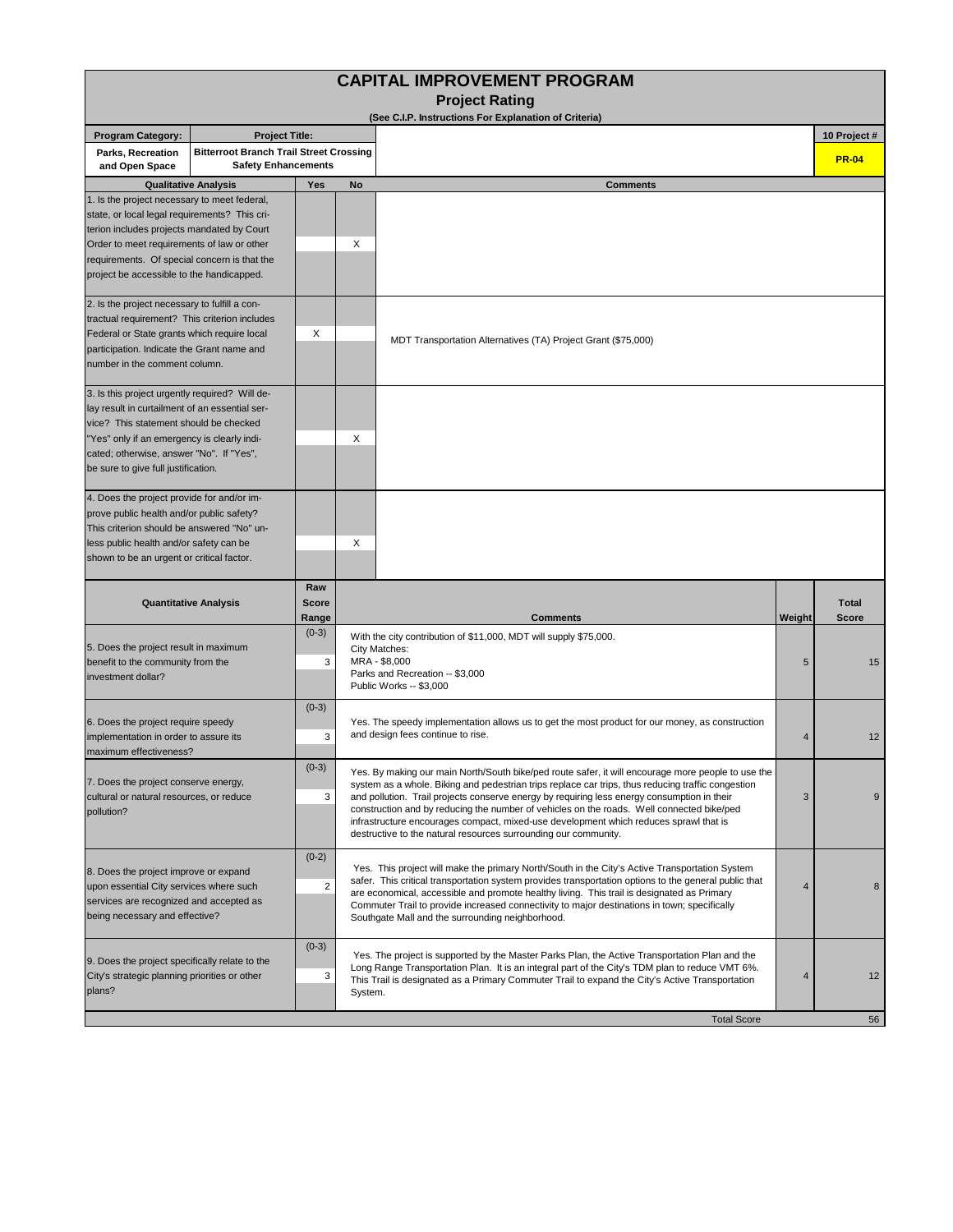# CAPITAL IMPROVEMENT PROGRAM

## Project Rating

**(See C.I.P. Instructions For Explanation of Criteria)**

| Program Category: | Project Title: | 10 Project # |
|---|---|---|
| **Parks, Recreation and Open Space** | **Bitterroot Branch Trail Street Crossing Safety Enhancements** | **PR-04** |

| Qualitative Analysis | Yes | No | Comments |
|---|---|---|---|
| 1. Is the project necessary to meet federal, state, or local legal requirements? This criterion includes projects mandated by Court Order to meet requirements of law or other requirements. Of special concern is that the project be accessible to the handicapped. | | X | |
| 2. Is the project necessary to fulfill a contractual requirement? This criterion includes Federal or State grants which require local participation. Indicate the Grant name and number in the comment column. | X | | MDT Transportation Alternatives (TA) Project Grant ($75,000) |
| 3. Is this project urgently required? Will delay result in curtailment of an essential service? This statement should be checked "Yes" only if an emergency is clearly indicated; otherwise, answer "No". If "Yes", be sure to give full justification. | | X | |
| 4. Does the project provide for and/or improve public health and/or public safety? This criterion should be answered "No" unless public health and/or safety can be shown to be an urgent or critical factor. | | X | |

| Quantitative Analysis | Raw Score Range | Raw Score | Comments | Weight | Total Score |
|---|---|---|---|---|---|
| 5. Does the project result in maximum benefit to the community from the investment dollar? | (0-3) | 3 | With the city contribution of $11,000, MDT will supply $75,000. City Matches: MRA - $8,000 Parks and Recreation -- $3,000 Public Works -- $3,000 | 5 | 15 |
| 6. Does the project require speedy implementation in order to assure its maximum effectiveness? | (0-3) | 3 | Yes. The speedy implementation allows us to get the most product for our money, as construction and design fees continue to rise. | 4 | 12 |
| 7. Does the project conserve energy, cultural or natural resources, or reduce pollution? | (0-3) | 3 | Yes. By making our main North/South bike/ped route safer, it will encourage more people to use the system as a whole. Biking and pedestrian trips replace car trips, thus reducing traffic congestion and pollution. Trail projects conserve energy by requiring less energy consumption in their construction and by reducing the number of vehicles on the roads. Well connected bike/ped infrastructure encourages compact, mixed-use development which reduces sprawl that is destructive to the natural resources surrounding our community. | 3 | 9 |
| 8. Does the project improve or expand upon essential City services where such services are recognized and accepted as being necessary and effective? | (0-2) | 2 | Yes. This project will make the primary North/South in the City's Active Transportation System safer. This critical transportation system provides transportation options to the general public that are economical, accessible and promote healthy living. This trail is designated as Primary Commuter Trail to provide increased connectivity to major destinations in town; specifically Southgate Mall and the surrounding neighborhood. | 4 | 8 |
| 9. Does the project specifically relate to the City's strategic planning priorities or other plans? | (0-3) | 3 | Yes. The project is supported by the Master Parks Plan, the Active Transportation Plan and the Long Range Transportation Plan. It is an integral part of the City's TDM plan to reduce VMT 6%. This Trail is designated as a Primary Commuter Trail to expand the City's Active Transportation System. | 4 | 12 |
| | | | Total Score | | 56 |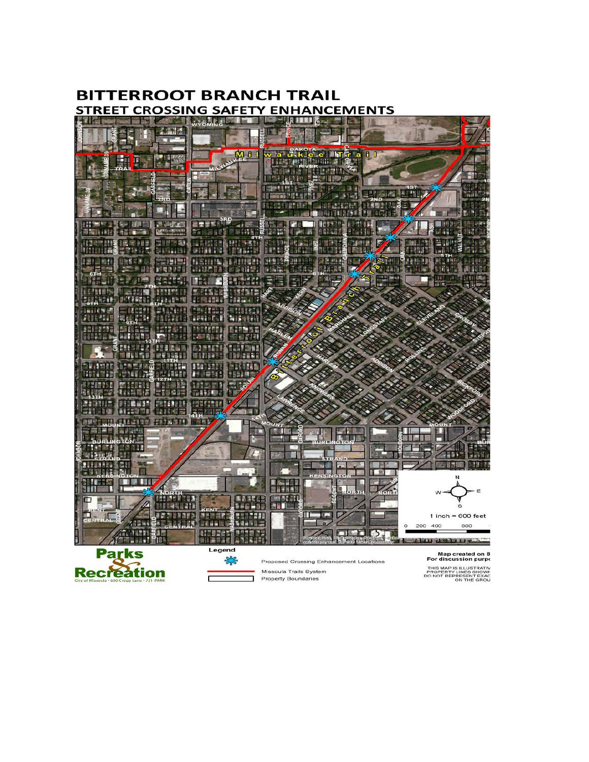# BITTERROOT BRANCH TRAIL

## STREET CROSSING SAFETY ENHANCEMENTS

Legend

- Proposed Crossing Enhancement Locations
- Missoula Trails System
- Property Boundaries

1 inch = 600 feet

0 200 400 800

Parks & Recreation

City of Missoula · 600 Cregg Lane · 721 PARK

Map created on 8

For discussion purp

THIS MAP IS ILLUSTRATIV PROPERTY LINES SHOWN DO NOT REPRESENT EXAC ON THE GROU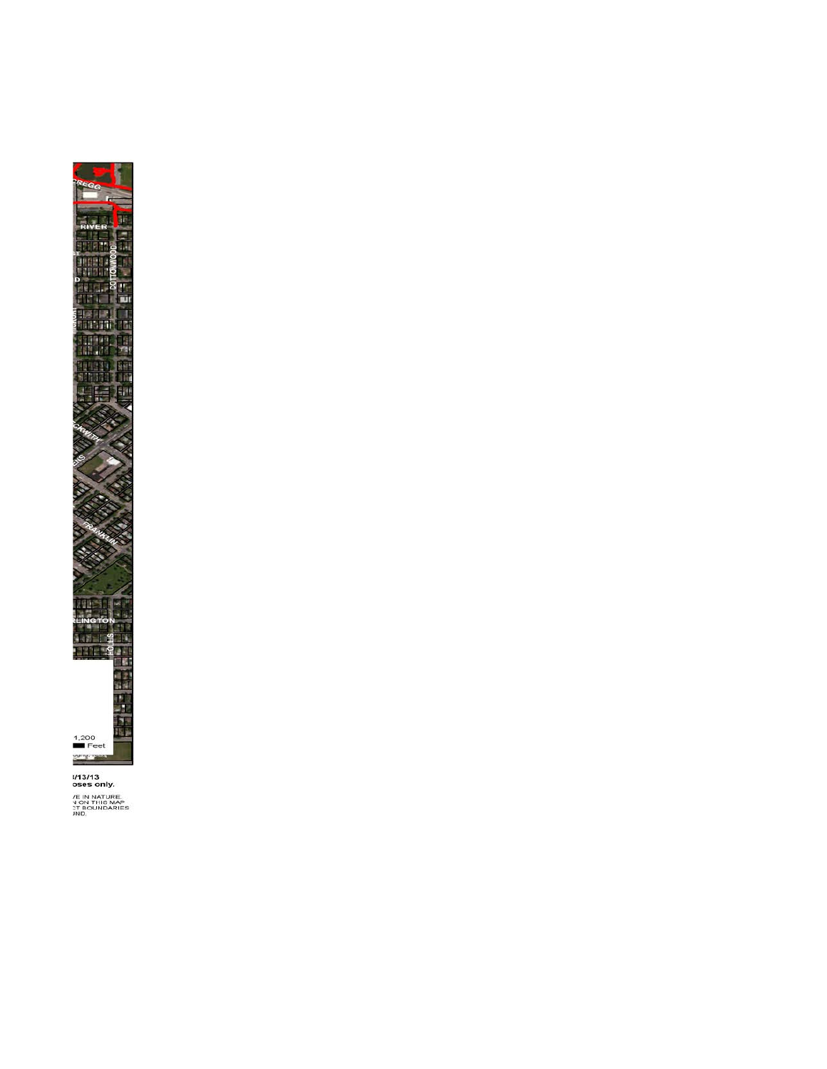CREGG

RIVER

ST

D

COTTONWOOD

HICKORY

CKWITH

DIS

FRANKLIN

RLINGTON

HOLLIS

1,200

Feet

/13/13
oses only.

VE IN NATURE.
N ON THIS MAP
CT BOUNDARIES
UND.